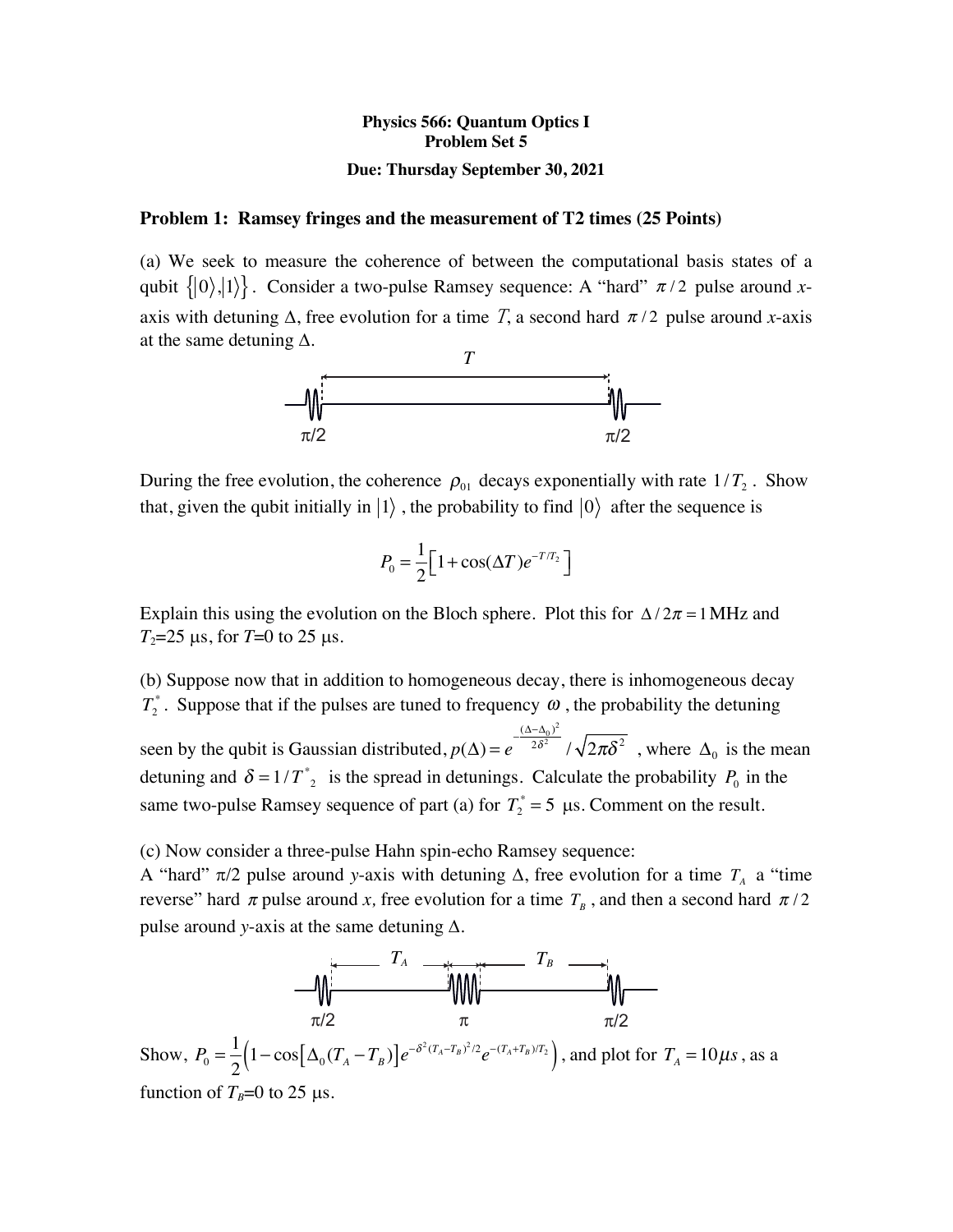**Physics 566: Quantum Optics I**
**Problem Set 5**

**Due: Thursday September 30, 2021**

**Problem 1: Ramsey fringes and the measurement of T2 times (25 Points)**

(a) We seek to measure the coherence of between the computational basis states of a qubit $\{|0\rangle, |1\rangle\}$. Consider a two-pulse Ramsey sequence: A "hard" $\pi/2$ pulse around *x*-axis with detuning $\Delta$, free evolution for a time $T$, a second hard $\pi/2$ pulse around *x*-axis at the same detuning $\Delta$.

During the free evolution, the coherence $\rho_{01}$ decays exponentially with rate $1/T_2$. Show that, given the qubit initially in $|1\rangle$, the probability to find $|0\rangle$ after the sequence is

$$P_0 = \frac{1}{2}\left[1 + \cos(\Delta T) e^{-T/T_2}\right]$$

Explain this using the evolution on the Bloch sphere. Plot this for $\Delta/2\pi = 1$ MHz and $T_2$=25 μs, for $T$=0 to 25 μs.

(b) Suppose now that in addition to homogeneous decay, there is inhomogeneous decay $T_2^*$. Suppose that if the pulses are tuned to frequency $\omega$, the probability the detuning seen by the qubit is Gaussian distributed, $p(\Delta) = e^{-\frac{(\Delta-\Delta_0)^2}{2\delta^2}} / \sqrt{2\pi\delta^2}$, where $\Delta_0$ is the mean detuning and $\delta = 1/T^*_2$ is the spread in detunings. Calculate the probability $P_0$ in the same two-pulse Ramsey sequence of part (a) for $T_2^* = 5$ μs. Comment on the result.

(c) Now consider a three-pulse Hahn spin-echo Ramsey sequence:
A "hard" π/2 pulse around *y*-axis with detuning $\Delta$, free evolution for a time $T_A$ a "time reverse" hard $\pi$ pulse around *x*, free evolution for a time $T_B$, and then a second hard $\pi/2$ pulse around *y*-axis at the same detuning $\Delta$.

Show, $P_0 = \frac{1}{2}\left(1 - \cos\left[\Delta_0(T_A - T_B)\right] e^{-\delta^2 (T_A - T_B)^2/2} e^{-(T_A+T_B)/T_2}\right)$, and plot for $T_A = 10\mu s$, as a function of $T_B$=0 to 25 μs.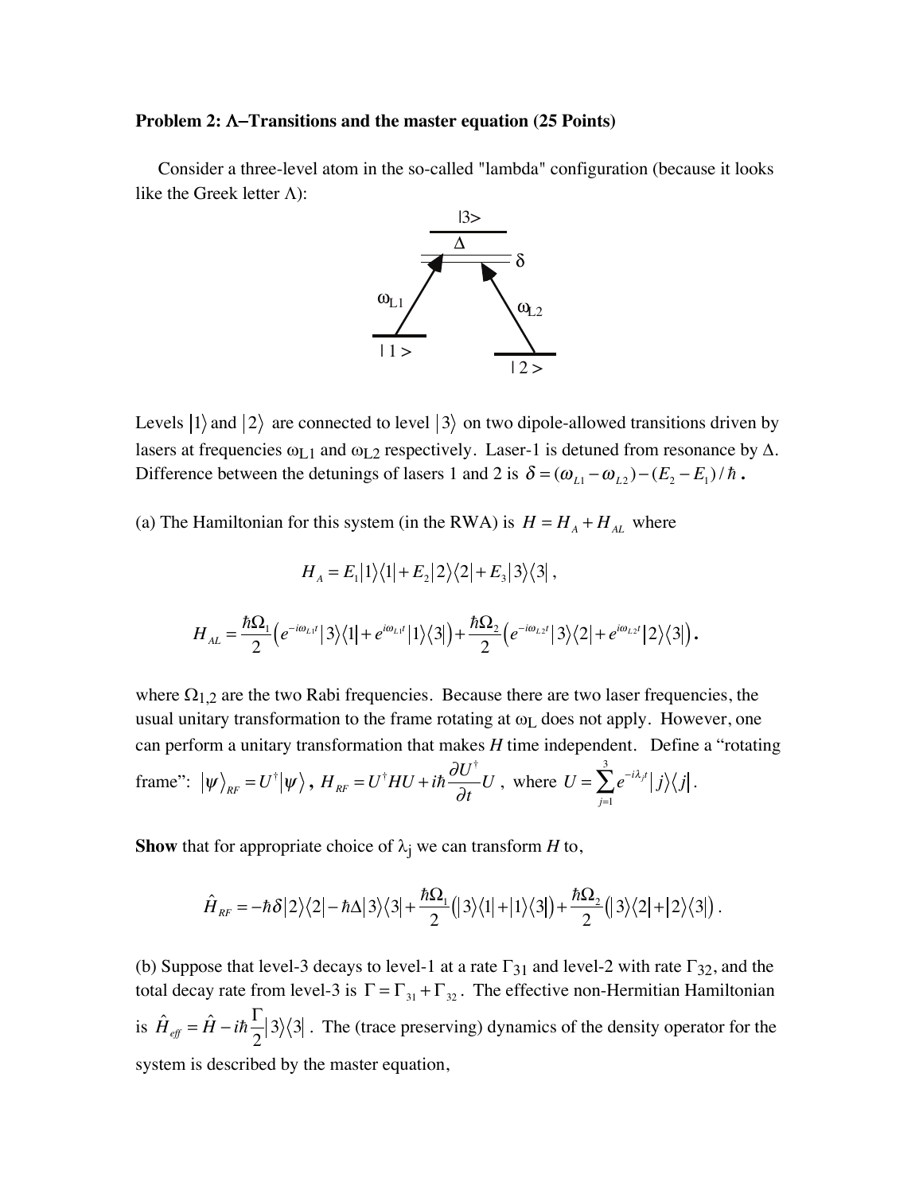**Problem 2: Λ–Transitions and the master equation (25 Points)**

Consider a three-level atom in the so-called "lambda" configuration (because it looks like the Greek letter Λ):

Levels $|1\rangle$ and $|2\rangle$ are connected to level $|3\rangle$ on two dipole-allowed transitions driven by lasers at frequencies $\omega_{L1}$ and $\omega_{L2}$ respectively. Laser-1 is detuned from resonance by $\Delta$. Difference between the detunings of lasers 1 and 2 is $\delta = (\omega_{L1} - \omega_{L2}) - (E_2 - E_1)/\hbar$ **.**

(a) The Hamiltonian for this system (in the RWA) is $H = H_A + H_{AL}$ where

$$H_A = E_1|1\rangle\langle 1| + E_2|2\rangle\langle 2| + E_3|3\rangle\langle 3|\,,$$

$$H_{AL} = \frac{\hbar\Omega_1}{2}\left(e^{-i\omega_{L1}t}|3\rangle\langle 1| + e^{i\omega_{L1}t}|1\rangle\langle 3|\right) + \frac{\hbar\Omega_2}{2}\left(e^{-i\omega_{L2}t}|3\rangle\langle 2| + e^{i\omega_{L2}t}|2\rangle\langle 3|\right).$$

where $\Omega_{1,2}$ are the two Rabi frequencies. Because there are two laser frequencies, the usual unitary transformation to the frame rotating at $\omega_L$ does not apply. However, one can perform a unitary transformation that makes $H$ time independent. Define a "rotating frame": $|\psi\rangle_{RF} = U^\dagger|\psi\rangle$ **,** $H_{RF} = U^\dagger H U + i\hbar\frac{\partial U^\dagger}{\partial t}U$ , where $U = \sum_{j=1}^{3} e^{-i\lambda_j t}|j\rangle\langle j|$.

**Show** that for appropriate choice of $\lambda_j$ we can transform $H$ to,

$$\hat{H}_{RF} = -\hbar\delta|2\rangle\langle 2| - \hbar\Delta|3\rangle\langle 3| + \frac{\hbar\Omega_1}{2}\left(|3\rangle\langle 1| + |1\rangle\langle 3|\right) + \frac{\hbar\Omega_2}{2}\left(|3\rangle\langle 2| + |2\rangle\langle 3|\right).$$

(b) Suppose that level-3 decays to level-1 at a rate $\Gamma_{31}$ and level-2 with rate $\Gamma_{32}$, and the total decay rate from level-3 is $\Gamma = \Gamma_{31} + \Gamma_{32}$. The effective non-Hermitian Hamiltonian is $\hat{H}_{eff} = \hat{H} - i\hbar\frac{\Gamma}{2}|3\rangle\langle 3|$. The (trace preserving) dynamics of the density operator for the system is described by the master equation,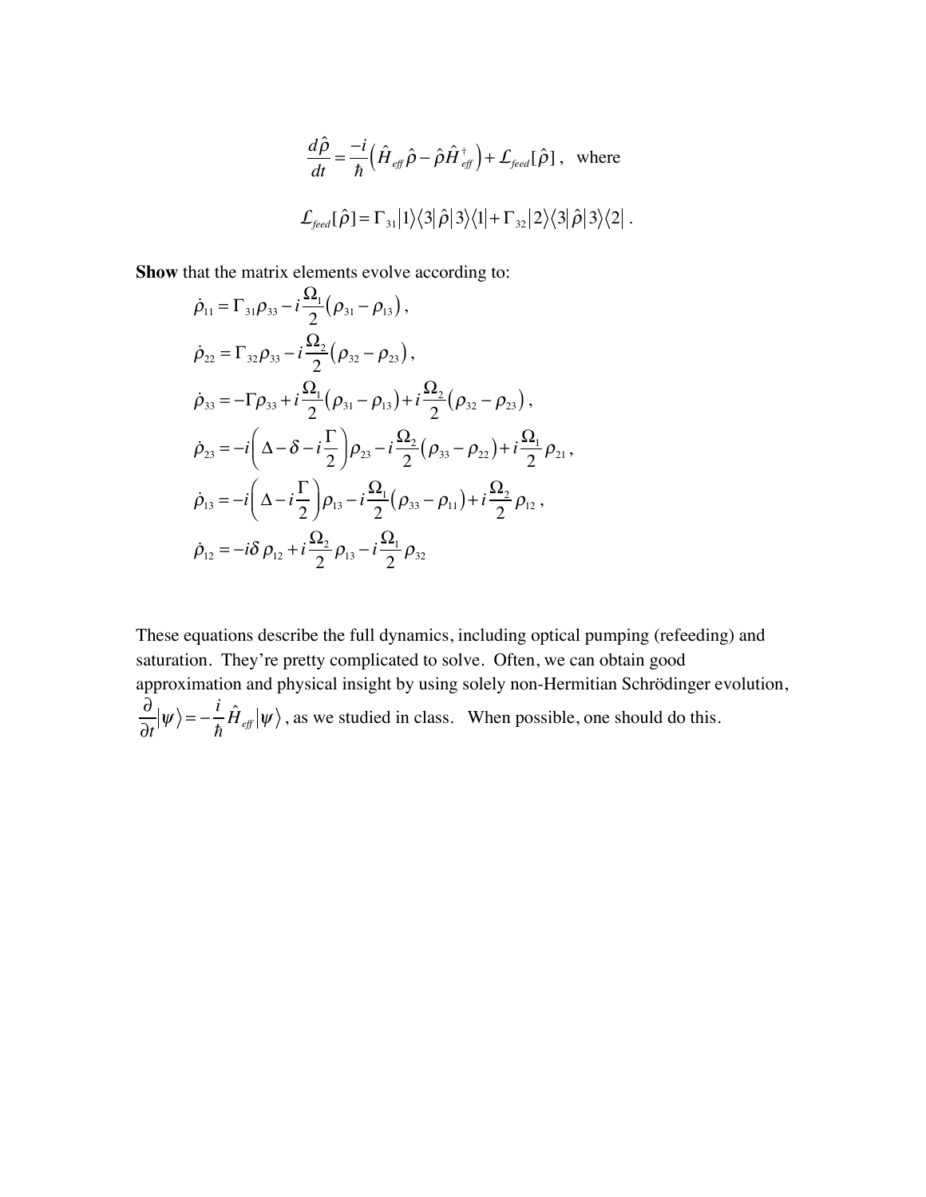$$\frac{d\hat{\rho}}{dt} = \frac{-i}{\hbar}\left(\hat{H}_{eff}\hat{\rho} - \hat{\rho}\hat{H}_{eff}^{\dagger}\right) + \mathcal{L}_{feed}[\hat{\rho}]\,, \quad \text{where}$$

$$\mathcal{L}_{feed}[\hat{\rho}] = \Gamma_{31}|1\rangle\langle 3|\hat{\rho}|3\rangle\langle 1| + \Gamma_{32}|2\rangle\langle 3|\hat{\rho}|3\rangle\langle 2|\,.$$

**Show** that the matrix elements evolve according to:

$$\dot{\rho}_{11} = \Gamma_{31}\rho_{33} - i\frac{\Omega_1}{2}\left(\rho_{31} - \rho_{13}\right),$$

$$\dot{\rho}_{22} = \Gamma_{32}\rho_{33} - i\frac{\Omega_2}{2}\left(\rho_{32} - \rho_{23}\right),$$

$$\dot{\rho}_{33} = -\Gamma\rho_{33} + i\frac{\Omega_1}{2}\left(\rho_{31} - \rho_{13}\right) + i\frac{\Omega_2}{2}\left(\rho_{32} - \rho_{23}\right),$$

$$\dot{\rho}_{23} = -i\left(\Delta - \delta - i\frac{\Gamma}{2}\right)\rho_{23} - i\frac{\Omega_2}{2}\left(\rho_{33} - \rho_{22}\right) + i\frac{\Omega_1}{2}\rho_{21}\,,$$

$$\dot{\rho}_{13} = -i\left(\Delta - i\frac{\Gamma}{2}\right)\rho_{13} - i\frac{\Omega_1}{2}\left(\rho_{33} - \rho_{11}\right) + i\frac{\Omega_2}{2}\rho_{12}\,,$$

$$\dot{\rho}_{12} = -i\delta\,\rho_{12} + i\frac{\Omega_2}{2}\rho_{13} - i\frac{\Omega_1}{2}\rho_{32}$$

These equations describe the full dynamics, including optical pumping (refeeding) and saturation. They're pretty complicated to solve. Often, we can obtain good approximation and physical insight by using solely non-Hermitian Schrödinger evolution, $\frac{\partial}{\partial t}|\psi\rangle = -\frac{i}{\hbar}\hat{H}_{eff}|\psi\rangle$, as we studied in class. When possible, one should do this.